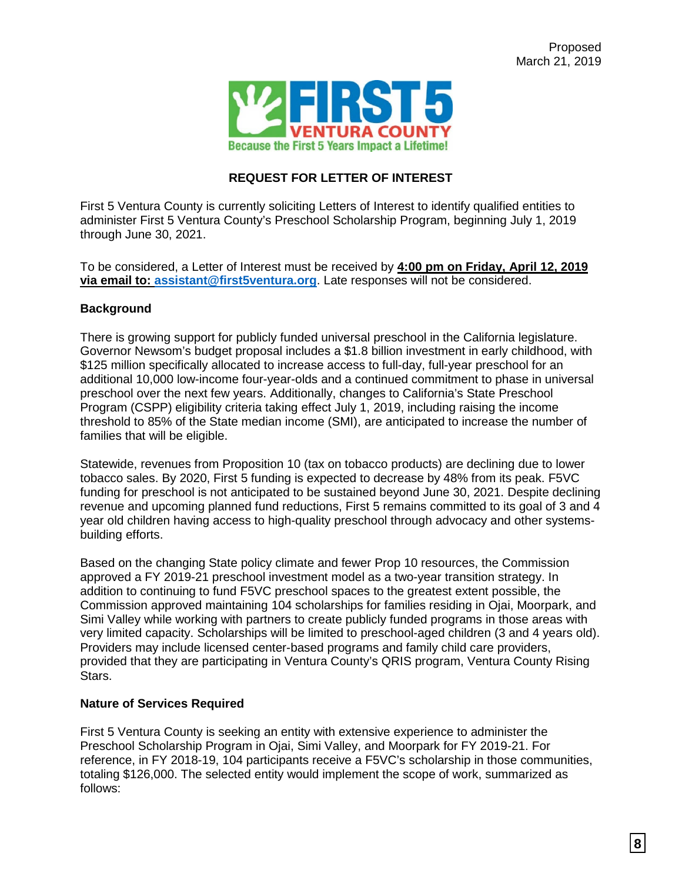Proposed
March 21, 2019

FIRST 5 VENTURA COUNTY
Because the First 5 Years Impact a Lifetime!

## REQUEST FOR LETTER OF INTEREST

First 5 Ventura County is currently soliciting Letters of Interest to identify qualified entities to administer First 5 Ventura County's Preschool Scholarship Program, beginning July 1, 2019 through June 30, 2021.

To be considered, a Letter of Interest must be received by **4:00 pm on Friday, April 12, 2019 via email to: assistant@first5ventura.org**. Late responses will not be considered.

### Background

There is growing support for publicly funded universal preschool in the California legislature. Governor Newsom's budget proposal includes a $1.8 billion investment in early childhood, with $125 million specifically allocated to increase access to full-day, full-year preschool for an additional 10,000 low-income four-year-olds and a continued commitment to phase in universal preschool over the next few years. Additionally, changes to California's State Preschool Program (CSPP) eligibility criteria taking effect July 1, 2019, including raising the income threshold to 85% of the State median income (SMI), are anticipated to increase the number of families that will be eligible.

Statewide, revenues from Proposition 10 (tax on tobacco products) are declining due to lower tobacco sales. By 2020, First 5 funding is expected to decrease by 48% from its peak. F5VC funding for preschool is not anticipated to be sustained beyond June 30, 2021. Despite declining revenue and upcoming planned fund reductions, First 5 remains committed to its goal of 3 and 4 year old children having access to high-quality preschool through advocacy and other systems-building efforts.

Based on the changing State policy climate and fewer Prop 10 resources, the Commission approved a FY 2019-21 preschool investment model as a two-year transition strategy. In addition to continuing to fund F5VC preschool spaces to the greatest extent possible, the Commission approved maintaining 104 scholarships for families residing in Ojai, Moorpark, and Simi Valley while working with partners to create publicly funded programs in those areas with very limited capacity. Scholarships will be limited to preschool-aged children (3 and 4 years old). Providers may include licensed center-based programs and family child care providers, provided that they are participating in Ventura County's QRIS program, Ventura County Rising Stars.

### Nature of Services Required

First 5 Ventura County is seeking an entity with extensive experience to administer the Preschool Scholarship Program in Ojai, Simi Valley, and Moorpark for FY 2019-21. For reference, in FY 2018-19, 104 participants receive a F5VC's scholarship in those communities, totaling $126,000. The selected entity would implement the scope of work, summarized as follows: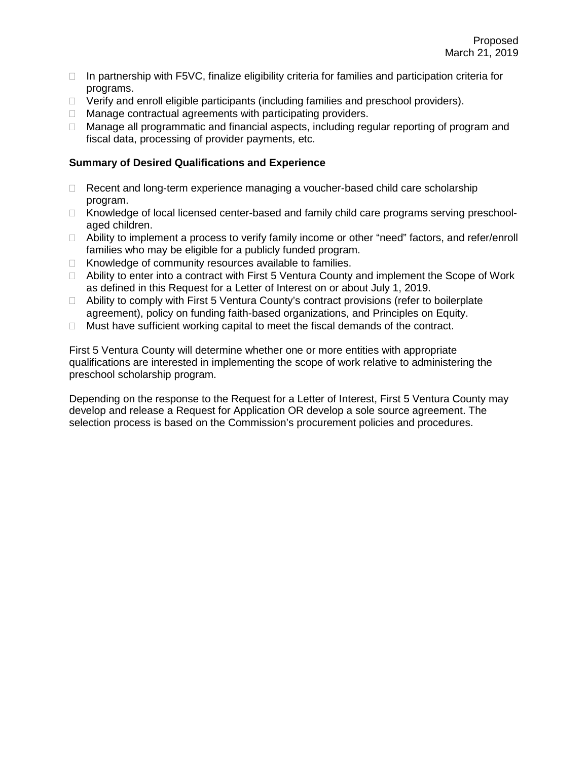Proposed
March 21, 2019

- In partnership with F5VC, finalize eligibility criteria for families and participation criteria for programs.
- Verify and enroll eligible participants (including families and preschool providers).
- Manage contractual agreements with participating providers.
- Manage all programmatic and financial aspects, including regular reporting of program and fiscal data, processing of provider payments, etc.

**Summary of Desired Qualifications and Experience**

- Recent and long-term experience managing a voucher-based child care scholarship program.
- Knowledge of local licensed center-based and family child care programs serving preschool-aged children.
- Ability to implement a process to verify family income or other "need" factors, and refer/enroll families who may be eligible for a publicly funded program.
- Knowledge of community resources available to families.
- Ability to enter into a contract with First 5 Ventura County and implement the Scope of Work as defined in this Request for a Letter of Interest on or about July 1, 2019.
- Ability to comply with First 5 Ventura County's contract provisions (refer to boilerplate agreement), policy on funding faith-based organizations, and Principles on Equity.
- Must have sufficient working capital to meet the fiscal demands of the contract.

First 5 Ventura County will determine whether one or more entities with appropriate qualifications are interested in implementing the scope of work relative to administering the preschool scholarship program.

Depending on the response to the Request for a Letter of Interest, First 5 Ventura County may develop and release a Request for Application OR develop a sole source agreement. The selection process is based on the Commission's procurement policies and procedures.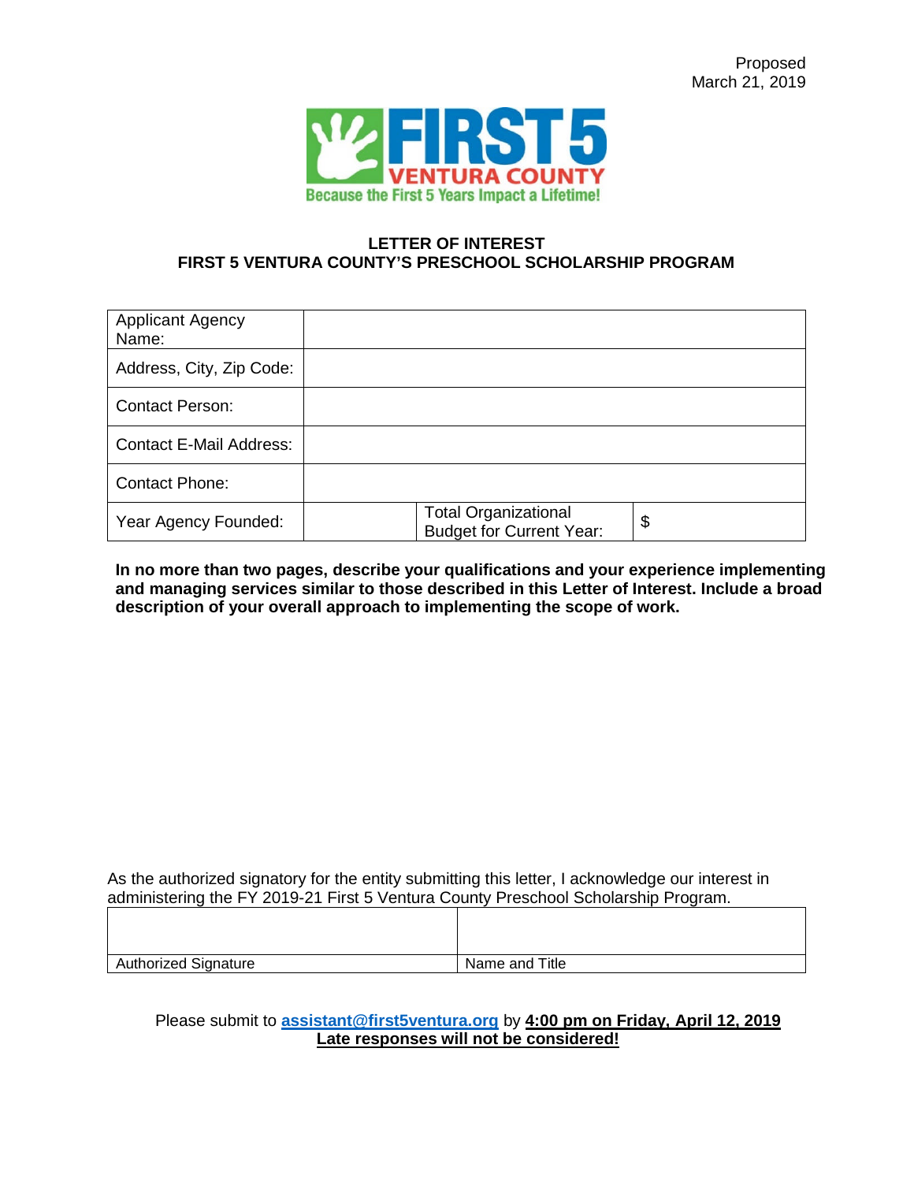Proposed
March 21, 2019

FIRST 5 VENTURA COUNTY
Because the First 5 Years Impact a Lifetime!

**LETTER OF INTEREST**
**FIRST 5 VENTURA COUNTY'S PRESCHOOL SCHOLARSHIP PROGRAM**

| | | | |
|---|---|---|---|
| Applicant Agency Name: | | | |
| Address, City, Zip Code: | | | |
| Contact Person: | | | |
| Contact E-Mail Address: | | | |
| Contact Phone: | | | |
| Year Agency Founded: | | Total Organizational Budget for Current Year: | $ |

**In no more than two pages, describe your qualifications and your experience implementing and managing services similar to those described in this Letter of Interest. Include a broad description of your overall approach to implementing the scope of work.**

As the authorized signatory for the entity submitting this letter, I acknowledge our interest in administering the FY 2019-21 First 5 Ventura County Preschool Scholarship Program.

| | |
|---|---|
| | |
| Authorized Signature | Name and Title |

Please submit to **assistant@first5ventura.org** by **4:00 pm on Friday, April 12, 2019**
**Late responses will not be considered!**